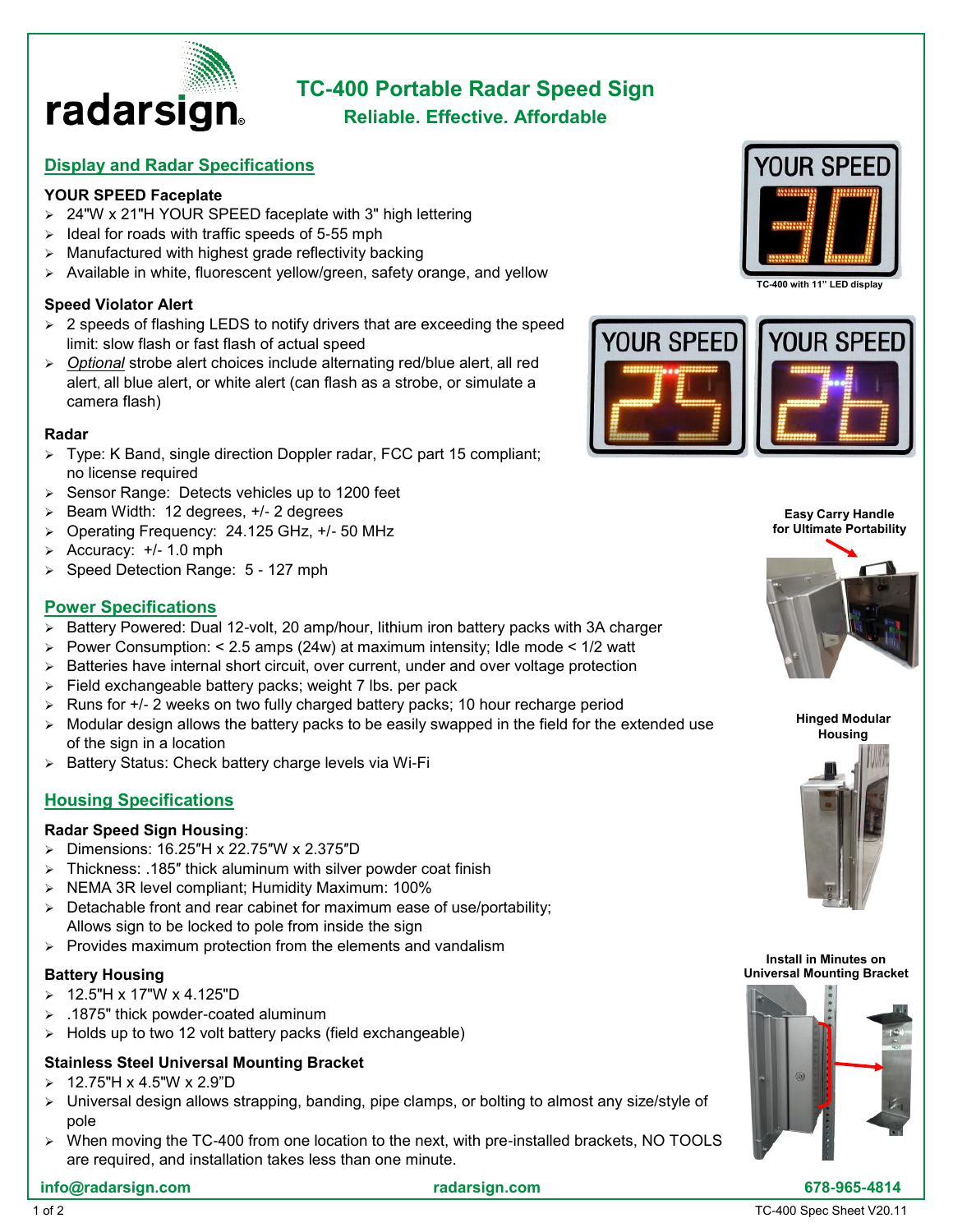# TC-400 Portable Radar Speed Sign

**Reliable. Effective. Affordable**

## Display and Radar Specifications

### YOUR SPEED Faceplate

- 24"W x 21"H YOUR SPEED faceplate with 3" high lettering
- Ideal for roads with traffic speeds of 5-55 mph
- Manufactured with highest grade reflectivity backing
- Available in white, fluorescent yellow/green, safety orange, and yellow

### Speed Violator Alert

- 2 speeds of flashing LEDS to notify drivers that are exceeding the speed limit: slow flash or fast flash of actual speed
- *Optional* strobe alert choices include alternating red/blue alert, all red alert, all blue alert, or white alert (can flash as a strobe, or simulate a camera flash)

### Radar

- Type: K Band, single direction Doppler radar, FCC part 15 compliant; no license required
- Sensor Range: Detects vehicles up to 1200 feet
- Beam Width: 12 degrees, +/- 2 degrees
- Operating Frequency: 24.125 GHz, +/- 50 MHz
- Accuracy: +/- 1.0 mph
- Speed Detection Range: 5 - 127 mph

TC-400 with 11" LED display

## Power Specifications

- Battery Powered: Dual 12-volt, 20 amp/hour, lithium iron battery packs with 3A charger
- Power Consumption: < 2.5 amps (24w) at maximum intensity; Idle mode < 1/2 watt
- Batteries have internal short circuit, over current, under and over voltage protection
- Field exchangeable battery packs; weight 7 lbs. per pack
- Runs for +/- 2 weeks on two fully charged battery packs; 10 hour recharge period
- Modular design allows the battery packs to be easily swapped in the field for the extended use of the sign in a location
- Battery Status: Check battery charge levels via Wi-Fi

Easy Carry Handle for Ultimate Portability

## Housing Specifications

### Radar Speed Sign Housing:

- Dimensions: 16.25"H x 22.75″W x 2.375″D
- Thickness: .185″ thick aluminum with silver powder coat finish
- NEMA 3R level compliant; Humidity Maximum: 100%
- Detachable front and rear cabinet for maximum ease of use/portability; Allows sign to be locked to pole from inside the sign
- Provides maximum protection from the elements and vandalism

Hinged Modular Housing

### Battery Housing

- 12.5"H x 17"W x 4.125"D
- .1875" thick powder-coated aluminum
- Holds up to two 12 volt battery packs (field exchangeable)

### Stainless Steel Universal Mounting Bracket

- 12.75"H x 4.5"W x 2.9"D
- Universal design allows strapping, banding, pipe clamps, or bolting to almost any size/style of pole
- When moving the TC-400 from one location to the next, with pre-installed brackets, NO TOOLS are required, and installation takes less than one minute.

Install in Minutes on Universal Mounting Bracket

info@radarsign.com | radarsign.com | 678-965-4814

TC-400 Spec Sheet V20.11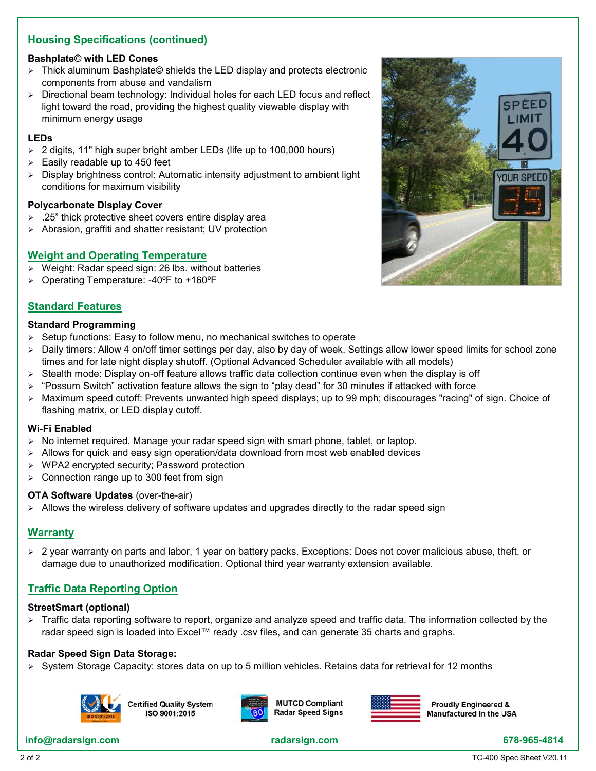## Housing Specifications (continued)

**Bashplate© with LED Cones**

- Thick aluminum Bashplate© shields the LED display and protects electronic components from abuse and vandalism
- Directional beam technology: Individual holes for each LED focus and reflect light toward the road, providing the highest quality viewable display with minimum energy usage

**LEDs**

- 2 digits, 11" high super bright amber LEDs (life up to 100,000 hours)
- Easily readable up to 450 feet
- Display brightness control: Automatic intensity adjustment to ambient light conditions for maximum visibility

**Polycarbonate Display Cover**

- .25" thick protective sheet covers entire display area
- Abrasion, graffiti and shatter resistant; UV protection

## Weight and Operating Temperature

- Weight: Radar speed sign: 26 lbs. without batteries
- Operating Temperature: -40ºF to +160ºF

## Standard Features

**Standard Programming**

- Setup functions: Easy to follow menu, no mechanical switches to operate
- Daily timers: Allow 4 on/off timer settings per day, also by day of week. Settings allow lower speed limits for school zone times and for late night display shutoff. (Optional Advanced Scheduler available with all models)
- Stealth mode: Display on-off feature allows traffic data collection continue even when the display is off
- "Possum Switch" activation feature allows the sign to "play dead" for 30 minutes if attacked with force
- Maximum speed cutoff: Prevents unwanted high speed displays; up to 99 mph; discourages "racing" of sign. Choice of flashing matrix, or LED display cutoff.

**Wi-Fi Enabled**

- No internet required. Manage your radar speed sign with smart phone, tablet, or laptop.
- Allows for quick and easy sign operation/data download from most web enabled devices
- WPA2 encrypted security; Password protection
- Connection range up to 300 feet from sign

**OTA Software Updates** (over-the-air)

- Allows the wireless delivery of software updates and upgrades directly to the radar speed sign

## Warranty

- 2 year warranty on parts and labor, 1 year on battery packs. Exceptions: Does not cover malicious abuse, theft, or damage due to unauthorized modification. Optional third year warranty extension available.

## Traffic Data Reporting Option

**StreetSmart (optional)**

- Traffic data reporting software to report, organize and analyze speed and traffic data. The information collected by the radar speed sign is loaded into Excel™ ready .csv files, and can generate 35 charts and graphs.

**Radar Speed Sign Data Storage:**

- System Storage Capacity: stores data on up to 5 million vehicles. Retains data for retrieval for 12 months

Certified Quality System ISO 9001:2015

MUTCD Compliant Radar Speed Signs

Proudly Engineered & Manufactured in the USA

info@radarsign.com radarsign.com 678-965-4814

TC-400 Spec Sheet V20.11